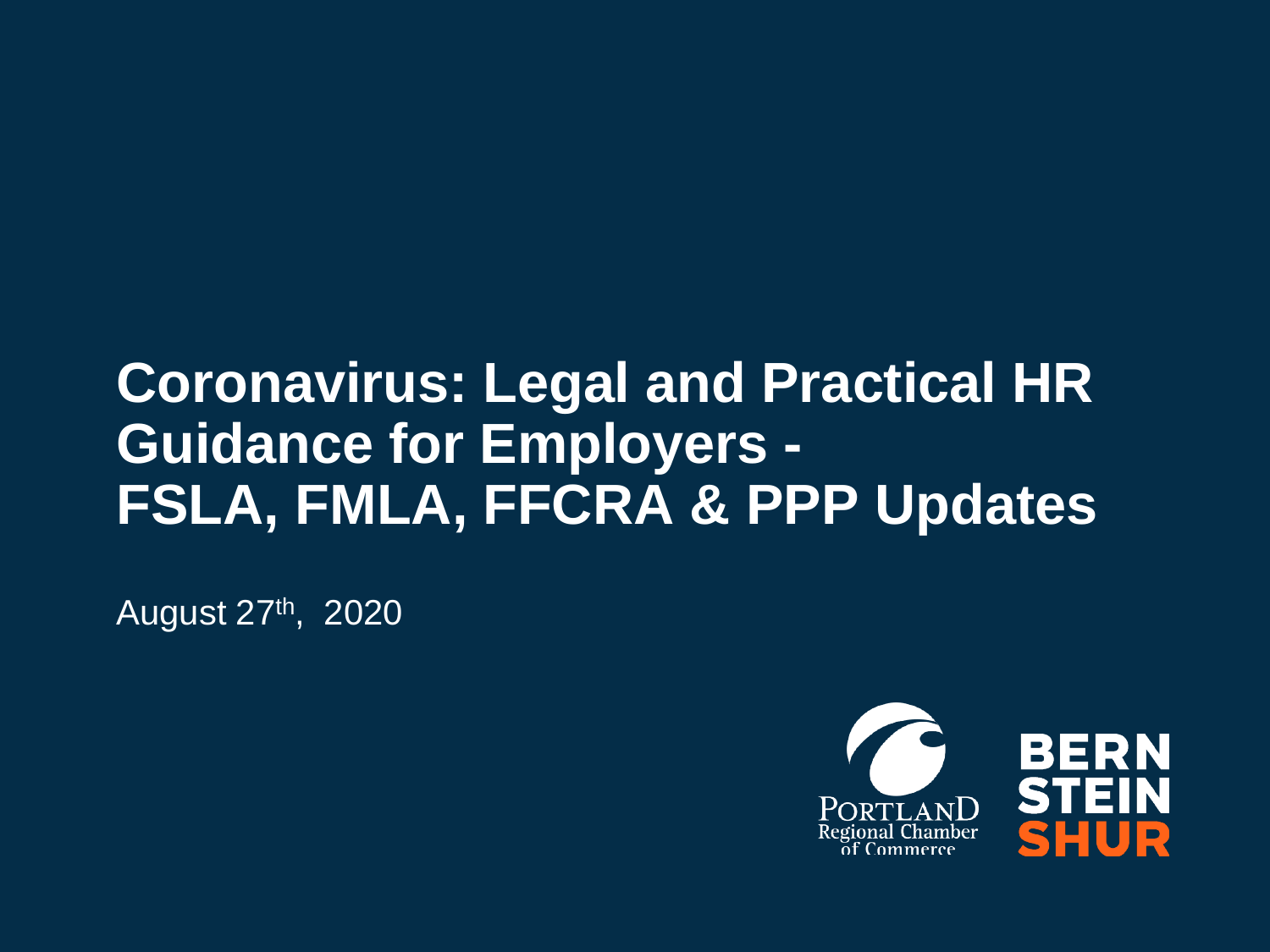# Coronavirus: Legal and Practical HR Guidance for Employers - FSLA, FMLA, FFCRA & PPP Updates

August 27th, 2020

PORTLAND Regional Chamber of Commerce

BERNSTEIN SHUR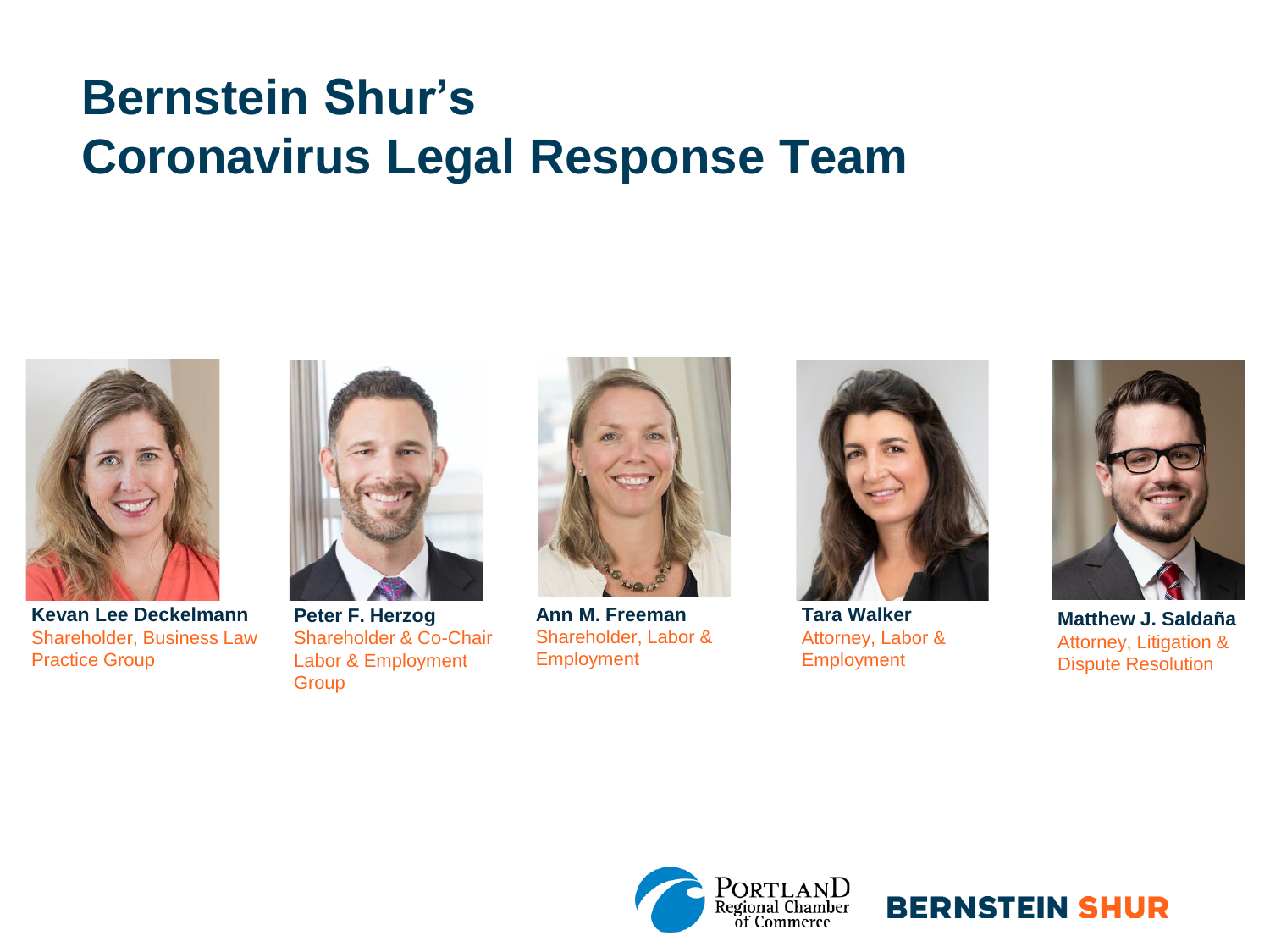# Bernstein Shur's Coronavirus Legal Response Team

**Kevan Lee Deckelmann**
Shareholder, Business Law Practice Group

**Peter F. Herzog**
Shareholder & Co-Chair Labor & Employment Group

**Ann M. Freeman**
Shareholder, Labor & Employment

**Tara Walker**
Attorney, Labor & Employment

**Matthew J. Saldaña**
Attorney, Litigation & Dispute Resolution

Portland Regional Chamber of Commerce

BERNSTEIN SHUR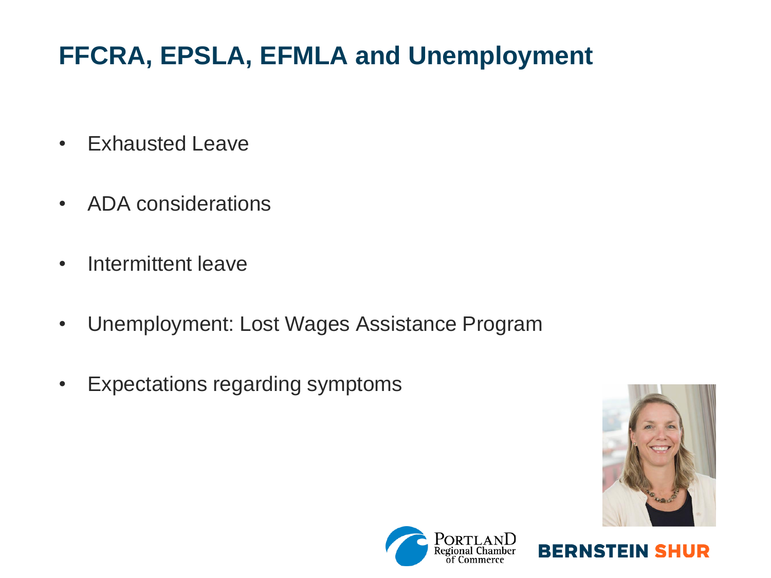# FFCRA, EPSLA, EFMLA and Unemployment

- Exhausted Leave
- ADA considerations
- Intermittent leave
- Unemployment: Lost Wages Assistance Program
- Expectations regarding symptoms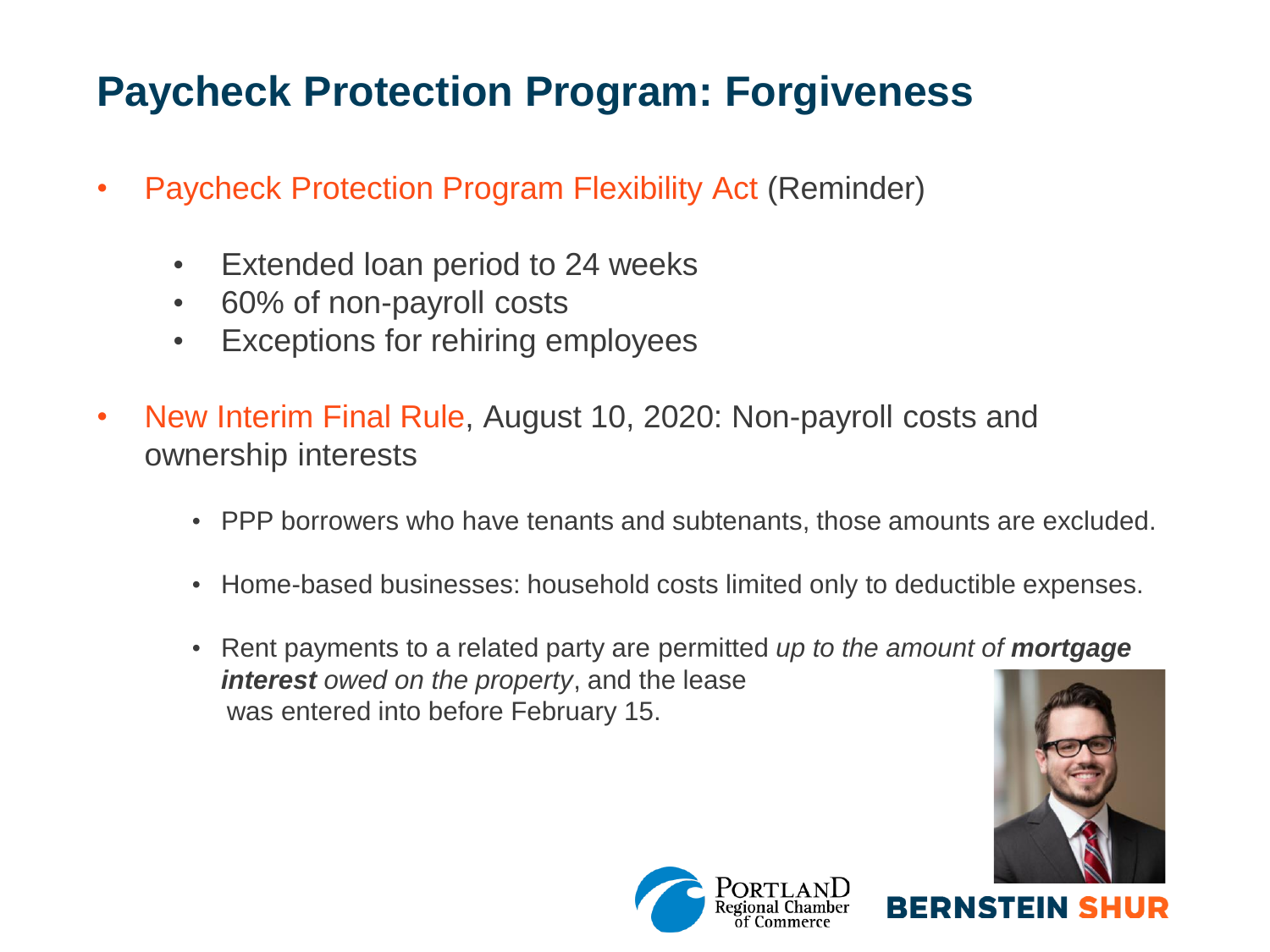# Paycheck Protection Program: Forgiveness

- Paycheck Protection Program Flexibility Act (Reminder)
  - Extended loan period to 24 weeks
  - 60% of non-payroll costs
  - Exceptions for rehiring employees

- New Interim Final Rule, August 10, 2020: Non-payroll costs and ownership interests
  - PPP borrowers who have tenants and subtenants, those amounts are excluded.
  - Home-based businesses: household costs limited only to deductible expenses.
  - Rent payments to a related party are permitted *up to the amount of **mortgage interest** owed on the property*, and the lease was entered into before February 15.

PORTLAND Regional Chamber of Commerce

BERNSTEIN SHUR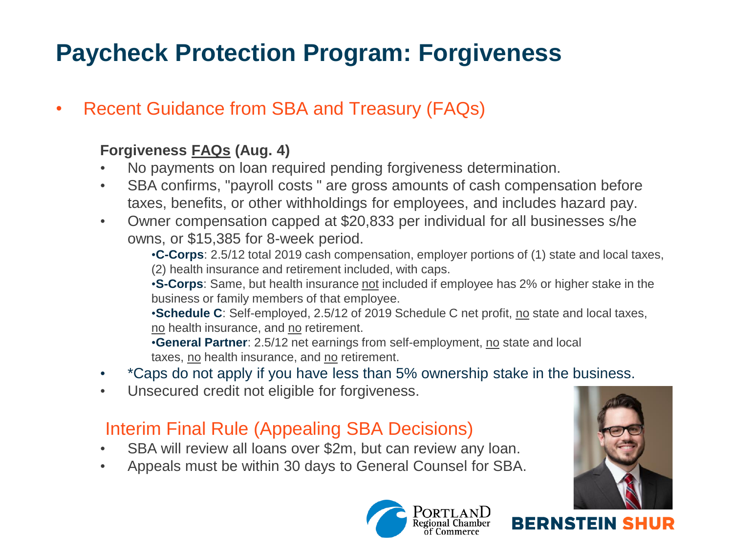# Paycheck Protection Program: Forgiveness

- Recent Guidance from SBA and Treasury (FAQs)

**Forgiveness FAQs (Aug. 4)**

- No payments on loan required pending forgiveness determination.
- SBA confirms, "payroll costs " are gross amounts of cash compensation before taxes, benefits, or other withholdings for employees, and includes hazard pay.
- Owner compensation capped at $20,833 per individual for all businesses s/he owns, or $15,385 for 8-week period.
  - **C-Corps**: 2.5/12 total 2019 cash compensation, employer portions of (1) state and local taxes, (2) health insurance and retirement included, with caps.
  - **S-Corps**: Same, but health insurance not included if employee has 2% or higher stake in the business or family members of that employee.
  - **Schedule C**: Self-employed, 2.5/12 of 2019 Schedule C net profit, no state and local taxes, no health insurance, and no retirement.
  - **General Partner**: 2.5/12 net earnings from self-employment, no state and local taxes, no health insurance, and no retirement.
- *Caps do not apply if you have less than 5% ownership stake in the business.
- Unsecured credit not eligible for forgiveness.

## Interim Final Rule (Appealing SBA Decisions)

- SBA will review all loans over $2m, but can review any loan.
- Appeals must be within 30 days to General Counsel for SBA.

Portland Regional Chamber of Commerce

BERNSTEIN SHUR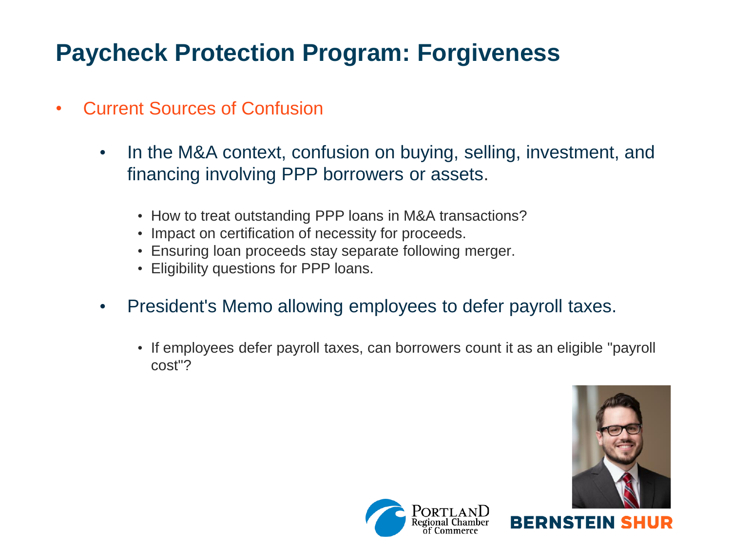# Paycheck Protection Program: Forgiveness

- Current Sources of Confusion
  - In the M&A context, confusion on buying, selling, investment, and financing involving PPP borrowers or assets.
    - How to treat outstanding PPP loans in M&A transactions?
    - Impact on certification of necessity for proceeds.
    - Ensuring loan proceeds stay separate following merger.
    - Eligibility questions for PPP loans.
  - President's Memo allowing employees to defer payroll taxes.
    - If employees defer payroll taxes, can borrowers count it as an eligible "payroll cost"?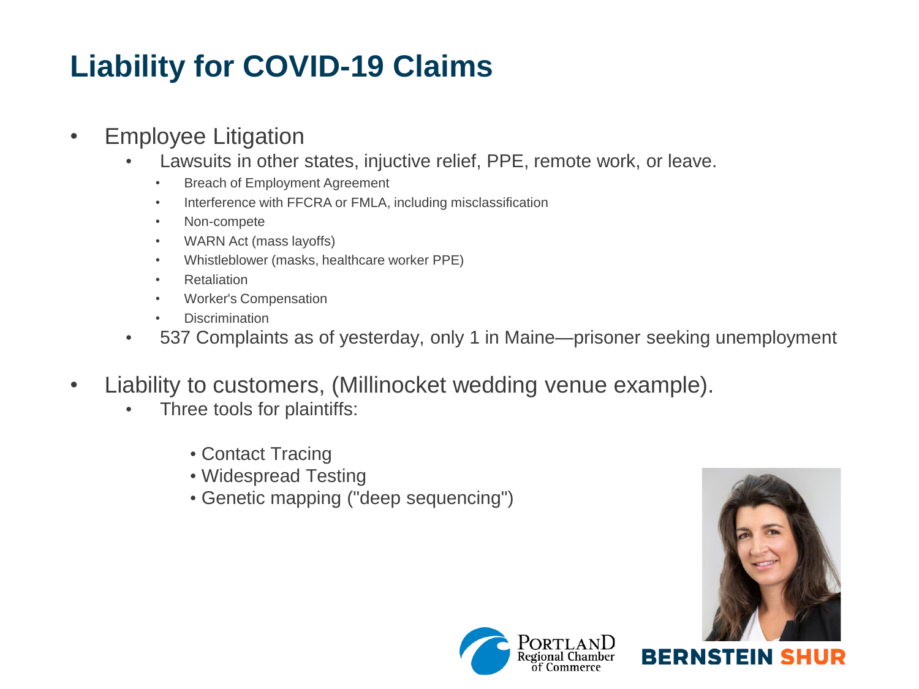# Liability for COVID-19 Claims

- Employee Litigation
  - Lawsuits in other states, injuctive relief, PPE, remote work, or leave.
    - Breach of Employment Agreement
    - Interference with FFCRA or FMLA, including misclassification
    - Non-compete
    - WARN Act (mass layoffs)
    - Whistleblower (masks, healthcare worker PPE)
    - Retaliation
    - Worker's Compensation
    - Discrimination
  - 537 Complaints as of yesterday, only 1 in Maine—prisoner seeking unemployment
- Liability to customers, (Millinocket wedding venue example).
  - Three tools for plaintiffs:
    - Contact Tracing
    - Widespread Testing
    - Genetic mapping ("deep sequencing")

PORTLAND Regional Chamber of Commerce

BERNSTEIN SHUR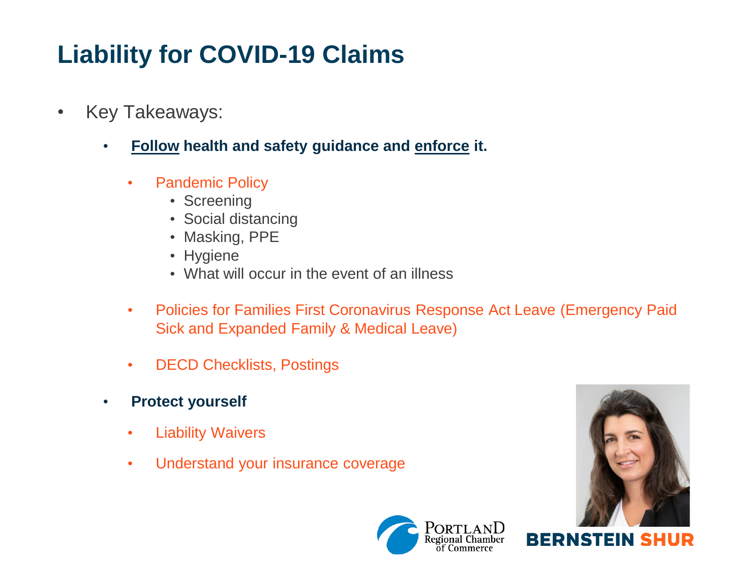# Liability for COVID-19 Claims

- Key Takeaways:
  - **Follow health and safety guidance and enforce it.**
    - Pandemic Policy
      - Screening
      - Social distancing
      - Masking, PPE
      - Hygiene
      - What will occur in the event of an illness
    - Policies for Families First Coronavirus Response Act Leave (Emergency Paid Sick and Expanded Family & Medical Leave)
    - DECD Checklists, Postings
  - **Protect yourself**
    - Liability Waivers
    - Understand your insurance coverage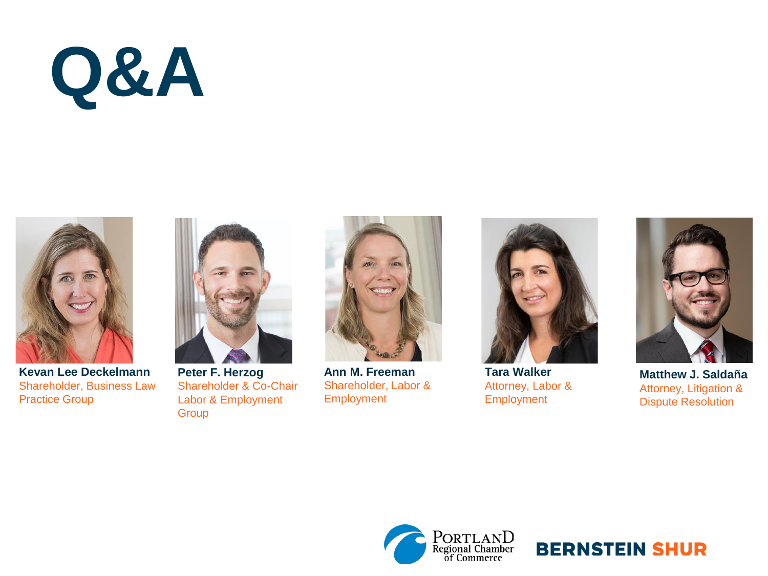# Q&A

**Kevan Lee Deckelmann**
Shareholder, Business Law Practice Group

**Peter F. Herzog**
Shareholder & Co-Chair Labor & Employment Group

**Ann M. Freeman**
Shareholder, Labor & Employment

**Tara Walker**
Attorney, Labor & Employment

**Matthew J. Saldaña**
Attorney, Litigation & Dispute Resolution

Portland Regional Chamber of Commerce

BERNSTEIN SHUR